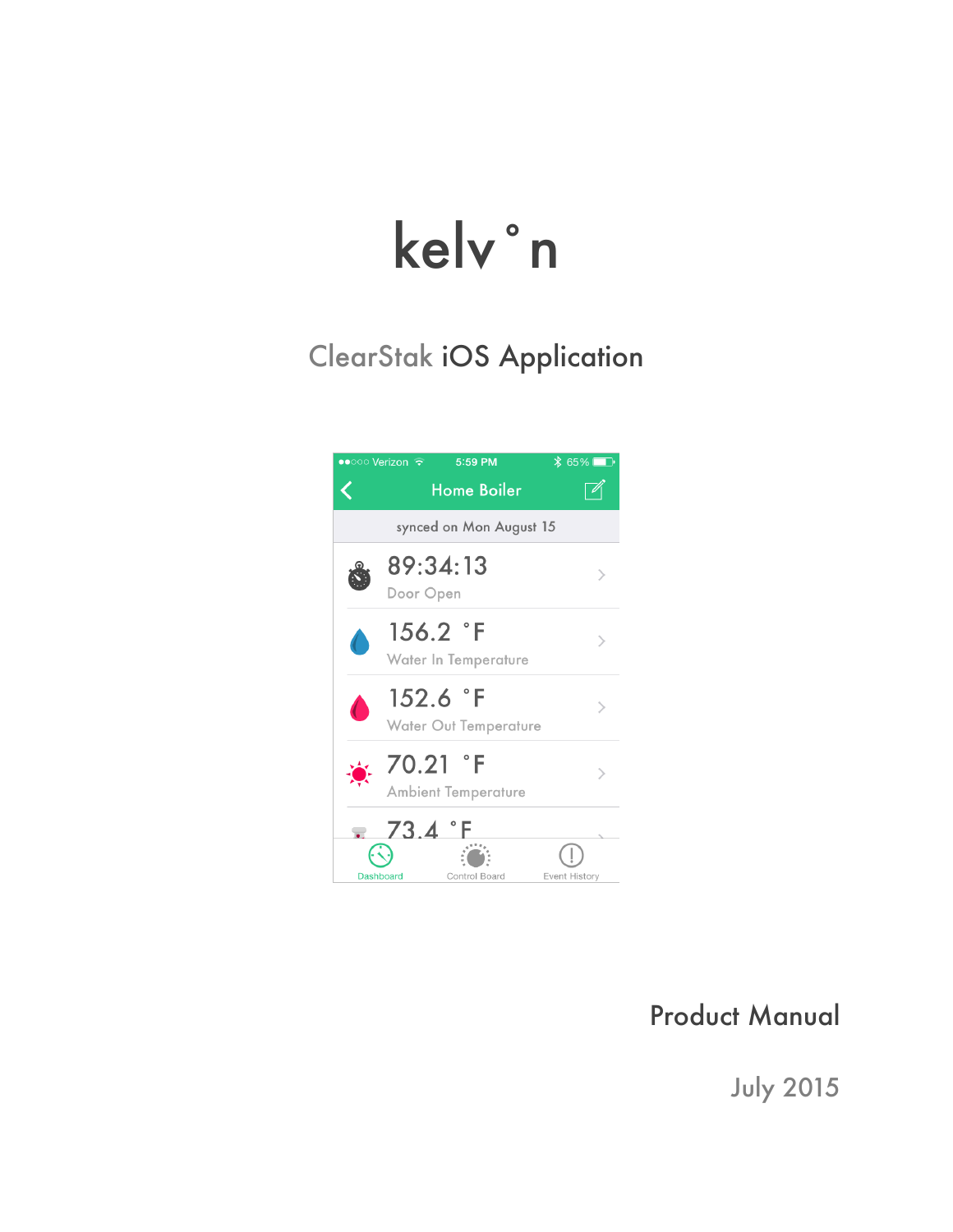# kelv°n

## ClearStak iOS Application

Product Manual

July 2015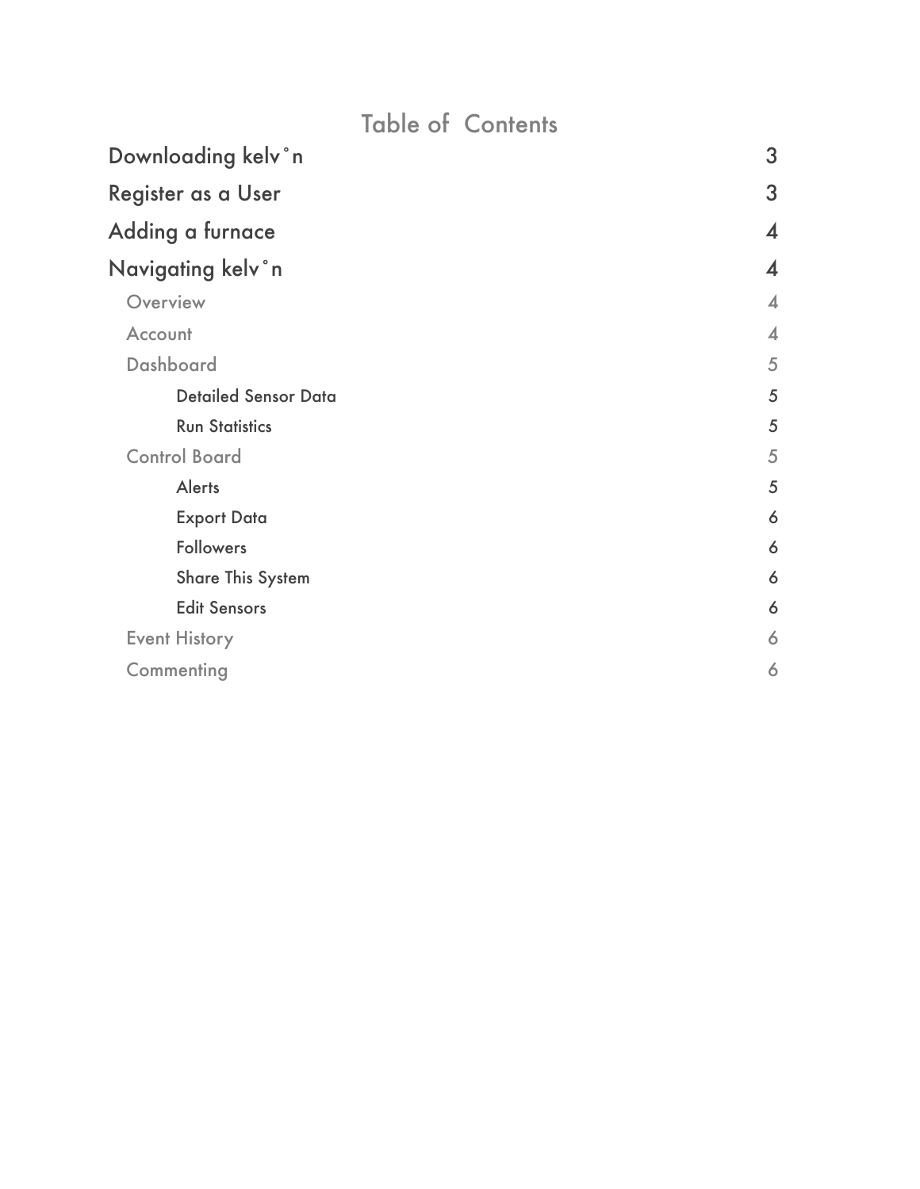# Table of Contents

| | |
|---|---|
| Downloading kelv˚n | 3 |
| Register as a User | 3 |
| Adding a furnace | 4 |
| Navigating kelv˚n | 4 |
| Overview | 4 |
| Account | 4 |
| Dashboard | 5 |
| Detailed Sensor Data | 5 |
| Run Statistics | 5 |
| Control Board | 5 |
| Alerts | 5 |
| Export Data | 6 |
| Followers | 6 |
| Share This System | 6 |
| Edit Sensors | 6 |
| Event History | 6 |
| Commenting | 6 |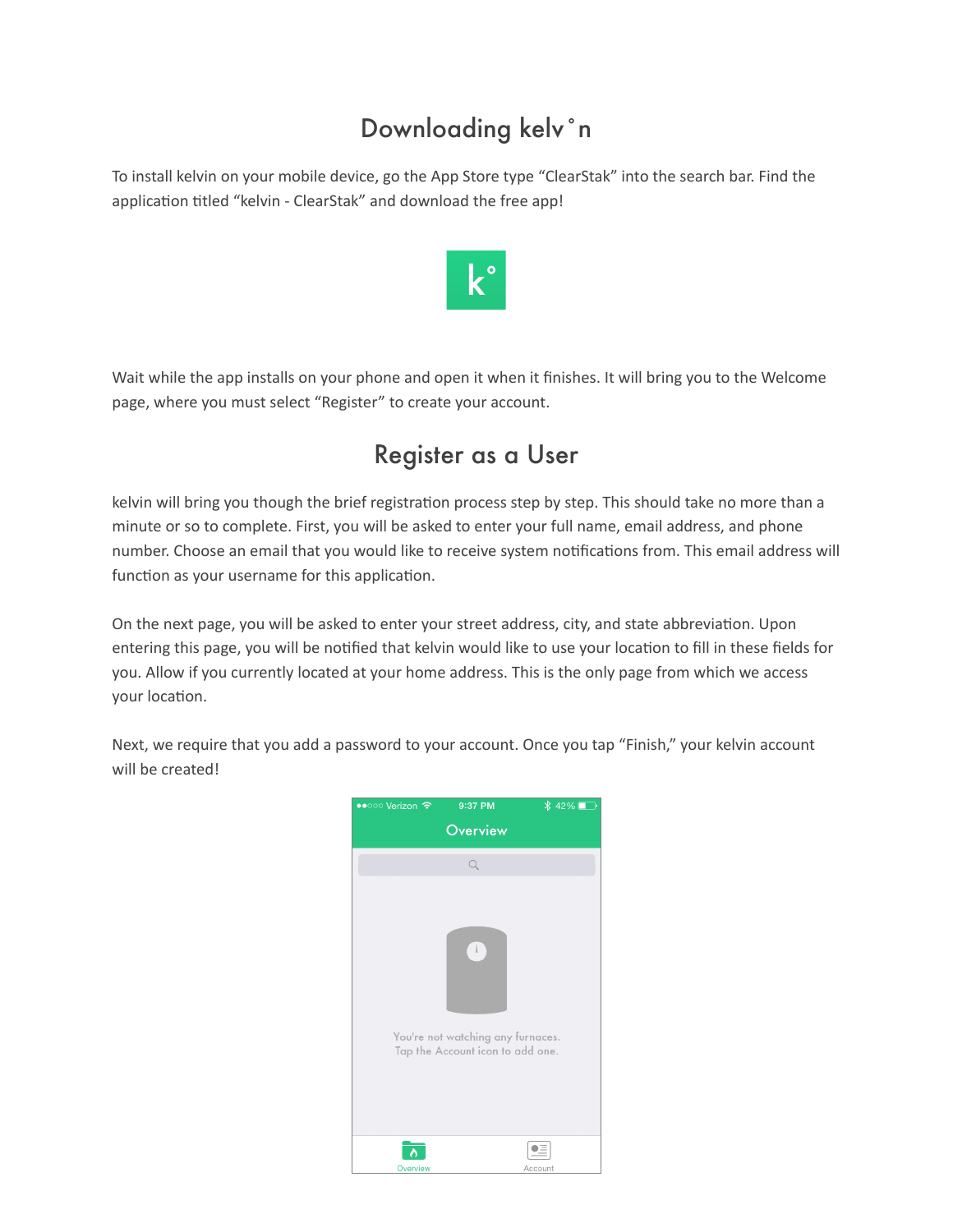# Downloading kelv˚n

To install kelvin on your mobile device, go the App Store type "ClearStak" into the search bar. Find the application titled "kelvin - ClearStak" and download the free app!

Wait while the app installs on your phone and open it when it finishes. It will bring you to the Welcome page, where you must select "Register" to create your account.

# Register as a User

kelvin will bring you though the brief registration process step by step. This should take no more than a minute or so to complete. First, you will be asked to enter your full name, email address, and phone number. Choose an email that you would like to receive system notifications from. This email address will function as your username for this application.

On the next page, you will be asked to enter your street address, city, and state abbreviation. Upon entering this page, you will be notified that kelvin would like to use your location to fill in these fields for you. Allow if you currently located at your home address. This is the only page from which we access your location.

Next, we require that you add a password to your account. Once you tap "Finish," your kelvin account will be created!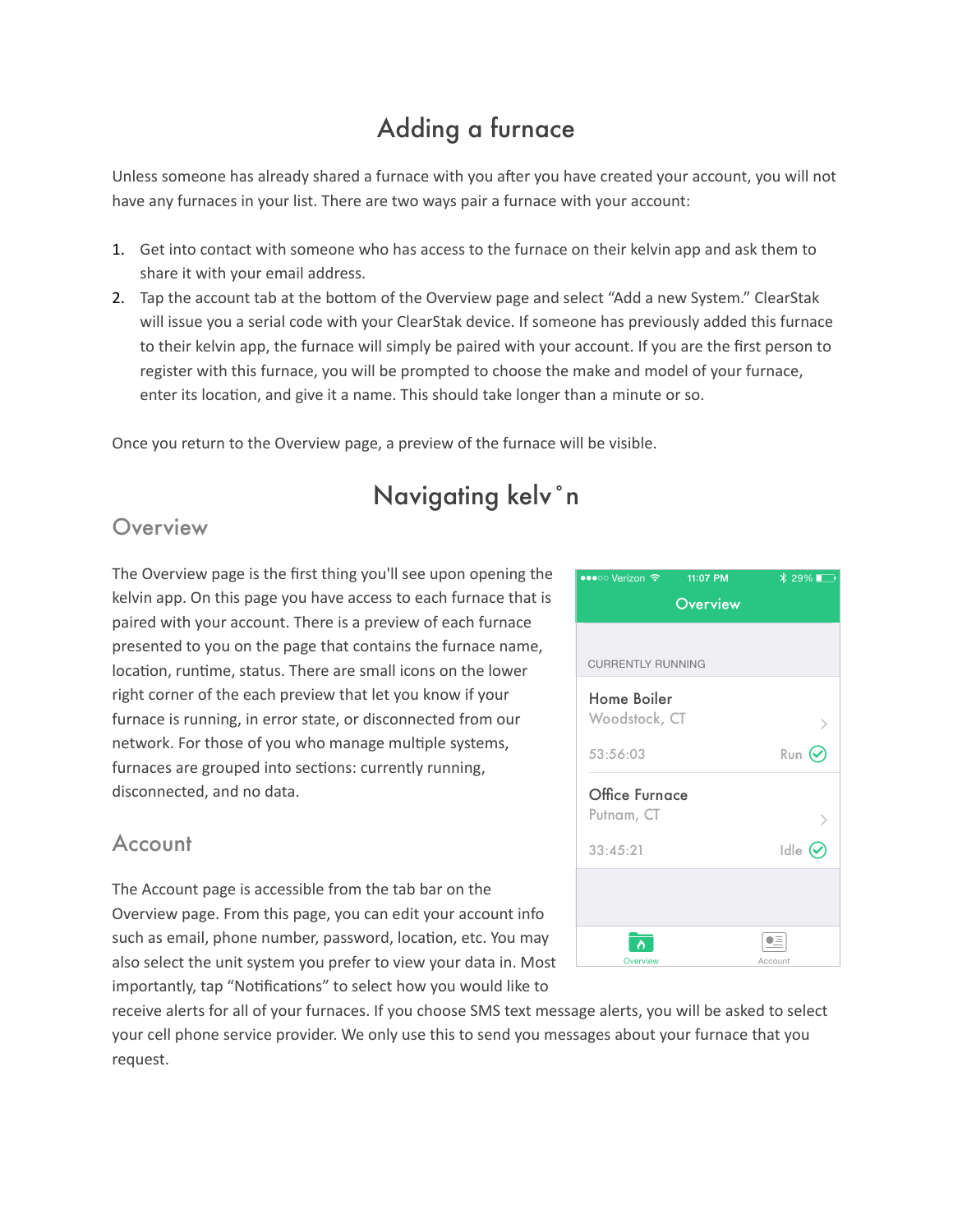# Adding a furnace

Unless someone has already shared a furnace with you after you have created your account, you will not have any furnaces in your list. There are two ways pair a furnace with your account:

1. Get into contact with someone who has access to the furnace on their kelvin app and ask them to share it with your email address.
2. Tap the account tab at the bottom of the Overview page and select "Add a new System." ClearStak will issue you a serial code with your ClearStak device. If someone has previously added this furnace to their kelvin app, the furnace will simply be paired with your account. If you are the first person to register with this furnace, you will be prompted to choose the make and model of your furnace, enter its location, and give it a name. This should take longer than a minute or so.

Once you return to the Overview page, a preview of the furnace will be visible.

# Navigating kelv˚n

## Overview

The Overview page is the first thing you'll see upon opening the kelvin app. On this page you have access to each furnace that is paired with your account. There is a preview of each furnace presented to you on the page that contains the furnace name, location, runtime, status. There are small icons on the lower right corner of the each preview that let you know if your furnace is running, in error state, or disconnected from our network. For those of you who manage multiple systems, furnaces are grouped into sections: currently running, disconnected, and no data.

## Account

The Account page is accessible from the tab bar on the Overview page. From this page, you can edit your account info such as email, phone number, password, location, etc. You may also select the unit system you prefer to view your data in. Most importantly, tap "Notifications" to select how you would like to receive alerts for all of your furnaces. If you choose SMS text message alerts, you will be asked to select your cell phone service provider. We only use this to send you messages about your furnace that you request.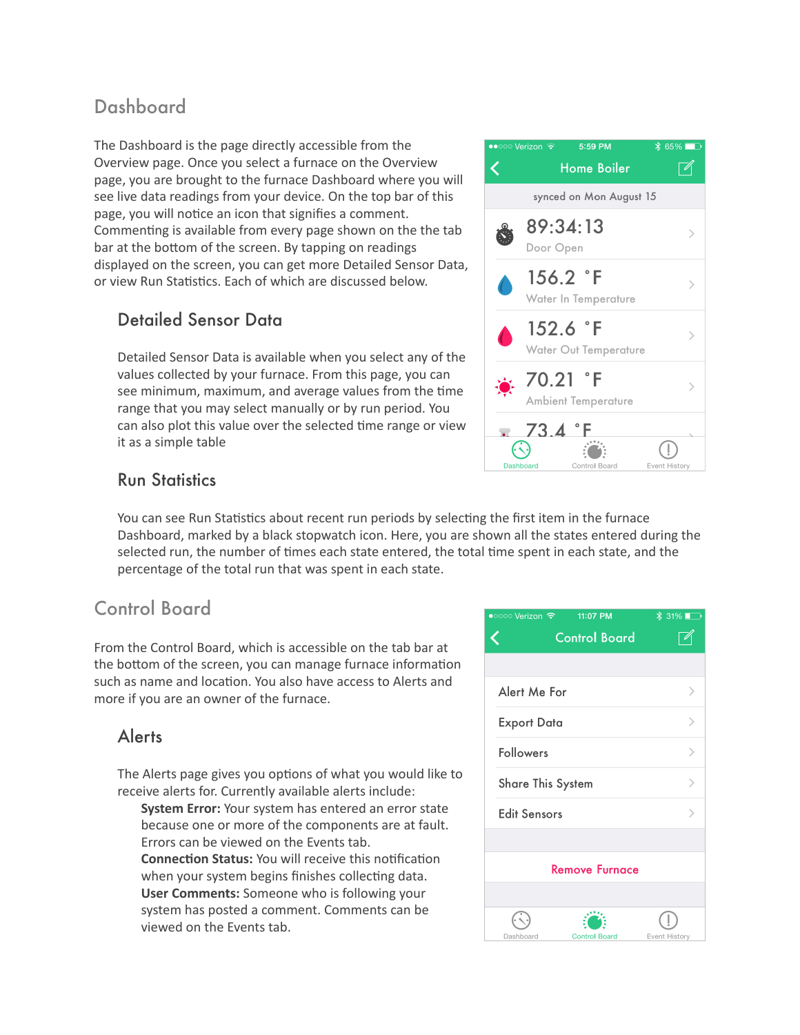# Dashboard

The Dashboard is the page directly accessible from the Overview page. Once you select a furnace on the Overview page, you are brought to the furnace Dashboard where you will see live data readings from your device. On the top bar of this page, you will notice an icon that signifies a comment. Commenting is available from every page shown on the the tab bar at the bottom of the screen. By tapping on readings displayed on the screen, you can get more Detailed Sensor Data, or view Run Statistics. Each of which are discussed below.

## Detailed Sensor Data

Detailed Sensor Data is available when you select any of the values collected by your furnace. From this page, you can see minimum, maximum, and average values from the time range that you may select manually or by run period. You can also plot this value over the selected time range or view it as a simple table

## Run Statistics

You can see Run Statistics about recent run periods by selecting the first item in the furnace Dashboard, marked by a black stopwatch icon. Here, you are shown all the states entered during the selected run, the number of times each state entered, the total time spent in each state, and the percentage of the total run that was spent in each state.

# Control Board

From the Control Board, which is accessible on the tab bar at the bottom of the screen, you can manage furnace information such as name and location. You also have access to Alerts and more if you are an owner of the furnace.

## Alerts

The Alerts page gives you options of what you would like to receive alerts for. Currently available alerts include:

**System Error:** Your system has entered an error state because one or more of the components are at fault. Errors can be viewed on the Events tab.
**Connection Status:** You will receive this notification when your system begins finishes collecting data.
**User Comments:** Someone who is following your system has posted a comment. Comments can be viewed on the Events tab.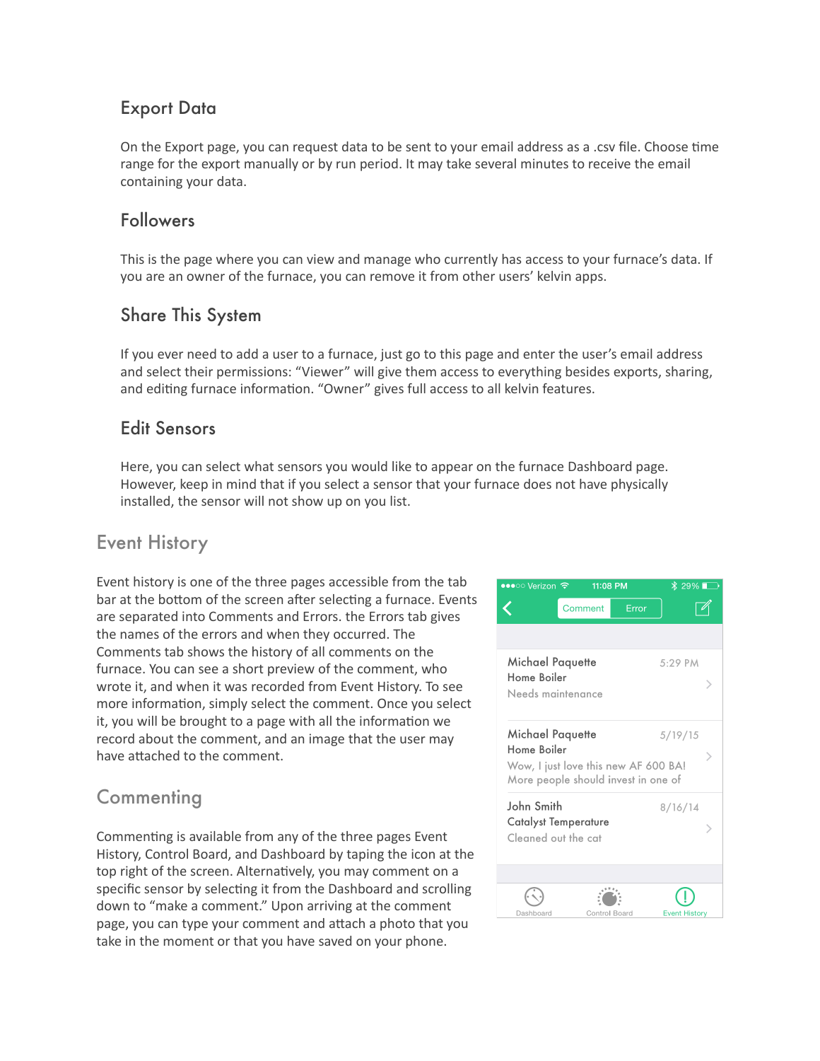### Export Data

On the Export page, you can request data to be sent to your email address as a .csv file. Choose time range for the export manually or by run period. It may take several minutes to receive the email containing your data.

### Followers

This is the page where you can view and manage who currently has access to your furnace's data. If you are an owner of the furnace, you can remove it from other users' kelvin apps.

### Share This System

If you ever need to add a user to a furnace, just go to this page and enter the user's email address and select their permissions: "Viewer" will give them access to everything besides exports, sharing, and editing furnace information. "Owner" gives full access to all kelvin features.

### Edit Sensors

Here, you can select what sensors you would like to appear on the furnace Dashboard page. However, keep in mind that if you select a sensor that your furnace does not have physically installed, the sensor will not show up on you list.

## Event History

Event history is one of the three pages accessible from the tab bar at the bottom of the screen after selecting a furnace. Events are separated into Comments and Errors. the Errors tab gives the names of the errors and when they occurred. The Comments tab shows the history of all comments on the furnace. You can see a short preview of the comment, who wrote it, and when it was recorded from Event History. To see more information, simply select the comment. Once you select it, you will be brought to a page with all the information we record about the comment, and an image that the user may have attached to the comment.

## Commenting

Commenting is available from any of the three pages Event History, Control Board, and Dashboard by taping the icon at the top right of the screen. Alternatively, you may comment on a specific sensor by selecting it from the Dashboard and scrolling down to "make a comment." Upon arriving at the comment page, you can type your comment and attach a photo that you take in the moment or that you have saved on your phone.

●●●○○ Verizon 11:08 PM 29%

Comment Error

Michael Paquette 5:29 PM
Home Boiler
Needs maintenance

Michael Paquette 5/19/15
Home Boiler
Wow, I just love this new AF 600 BA!
More people should invest in one of

John Smith 8/16/14
Catalyst Temperature
Cleaned out the cat

Dashboard Control Board Event History